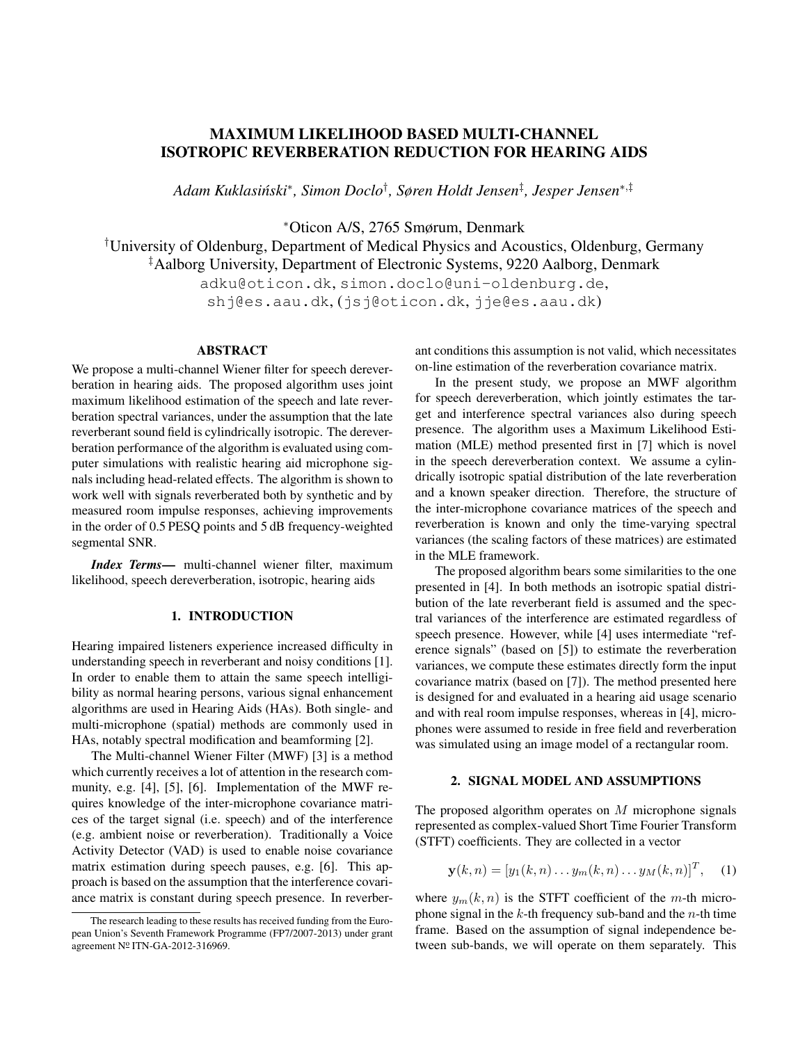# MAXIMUM LIKELIHOOD BASED MULTI-CHANNEL ISOTROPIC REVERBERATION REDUCTION FOR HEARING AIDS

*Adam Kuklasiński\*, Simon Doclo†, Søren Holdt Jensen‡, Jesper Jensen\*,‡*

\*Oticon A/S, 2765 Smørum, Denmark
†University of Oldenburg, Department of Medical Physics and Acoustics, Oldenburg, Germany
‡Aalborg University, Department of Electronic Systems, 9220 Aalborg, Denmark
adku@oticon.dk, simon.doclo@uni-oldenburg.de,
shj@es.aau.dk, (jsj@oticon.dk, jje@es.aau.dk)

## ABSTRACT

We propose a multi-channel Wiener filter for speech dereverberation in hearing aids. The proposed algorithm uses joint maximum likelihood estimation of the speech and late reverberation spectral variances, under the assumption that the late reverberant sound field is cylindrically isotropic. The dereverberation performance of the algorithm is evaluated using computer simulations with realistic hearing aid microphone signals including head-related effects. The algorithm is shown to work well with signals reverberated both by synthetic and by measured room impulse responses, achieving improvements in the order of 0.5 PESQ points and 5 dB frequency-weighted segmental SNR.

***Index Terms***— multi-channel wiener filter, maximum likelihood, speech dereverberation, isotropic, hearing aids

## 1. INTRODUCTION

Hearing impaired listeners experience increased difficulty in understanding speech in reverberant and noisy conditions [1]. In order to enable them to attain the same speech intelligibility as normal hearing persons, various signal enhancement algorithms are used in Hearing Aids (HAs). Both single- and multi-microphone (spatial) methods are commonly used in HAs, notably spectral modification and beamforming [2].

The Multi-channel Wiener Filter (MWF) [3] is a method which currently receives a lot of attention in the research community, e.g. [4], [5], [6]. Implementation of the MWF requires knowledge of the inter-microphone covariance matrices of the target signal (i.e. speech) and of the interference (e.g. ambient noise or reverberation). Traditionally a Voice Activity Detector (VAD) is used to enable noise covariance matrix estimation during speech pauses, e.g. [6]. This approach is based on the assumption that the interference covariance matrix is constant during speech presence. In reverberant conditions this assumption is not valid, which necessitates on-line estimation of the reverberation covariance matrix.

In the present study, we propose an MWF algorithm for speech dereverberation, which jointly estimates the target and interference spectral variances also during speech presence. The algorithm uses a Maximum Likelihood Estimation (MLE) method presented first in [7] which is novel in the speech dereverberation context. We assume a cylindrically isotropic spatial distribution of the late reverberation and a known speaker direction. Therefore, the structure of the inter-microphone covariance matrices of the speech and reverberation is known and only the time-varying spectral variances (the scaling factors of these matrices) are estimated in the MLE framework.

The proposed algorithm bears some similarities to the one presented in [4]. In both methods an isotropic spatial distribution of the late reverberant field is assumed and the spectral variances of the interference are estimated regardless of speech presence. However, while [4] uses intermediate "reference signals" (based on [5]) to estimate the reverberation variances, we compute these estimates directly form the input covariance matrix (based on [7]). The method presented here is designed for and evaluated in a hearing aid usage scenario and with real room impulse responses, whereas in [4], microphones were assumed to reside in free field and reverberation was simulated using an image model of a rectangular room.

## 2. SIGNAL MODEL AND ASSUMPTIONS

The proposed algorithm operates on $M$ microphone signals represented as complex-valued Short Time Fourier Transform (STFT) coefficients. They are collected in a vector

$$\mathbf{y}(k,n) = [y_1(k,n) \dots y_m(k,n) \dots y_M(k,n)]^T, \quad (1)$$

where $y_m(k,n)$ is the STFT coefficient of the $m$-th microphone signal in the $k$-th frequency sub-band and the $n$-th time frame. Based on the assumption of signal independence between sub-bands, we will operate on them separately. This

The research leading to these results has received funding from the European Union's Seventh Framework Programme (FP7/2007-2013) under grant agreement № ITN-GA-2012-316969.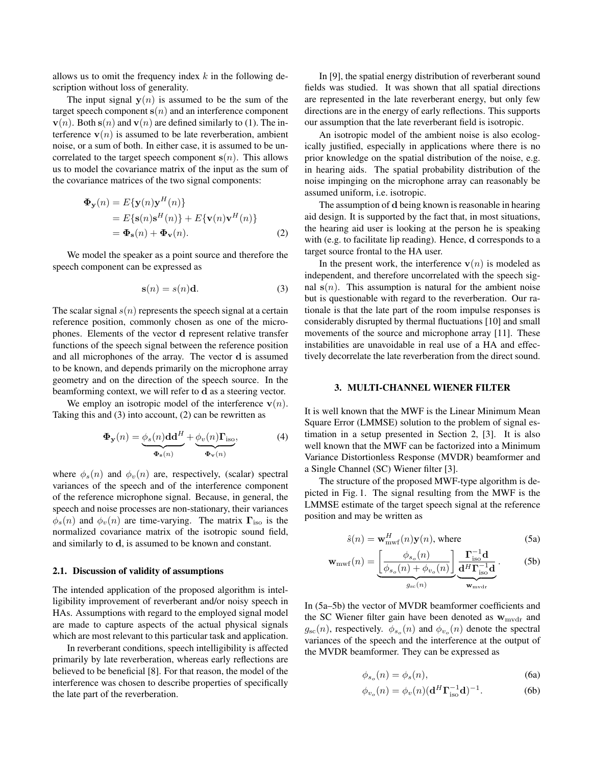allows us to omit the frequency index $k$ in the following description without loss of generality.

The input signal $\mathbf{y}(n)$ is assumed to be the sum of the target speech component $\mathbf{s}(n)$ and an interference component $\mathbf{v}(n)$. Both $\mathbf{s}(n)$ and $\mathbf{v}(n)$ are defined similarly to (1). The interference $\mathbf{v}(n)$ is assumed to be late reverberation, ambient noise, or a sum of both. In either case, it is assumed to be uncorrelated to the target speech component $\mathbf{s}(n)$. This allows us to model the covariance matrix of the input as the sum of the covariance matrices of the two signal components:

$$\begin{aligned}\mathbf{\Phi}_{\mathbf{y}}(n) &= E\{\mathbf{y}(n)\mathbf{y}^H(n)\} \\ &= E\{\mathbf{s}(n)\mathbf{s}^H(n)\} + E\{\mathbf{v}(n)\mathbf{v}^H(n)\} \\ &= \mathbf{\Phi}_{\mathbf{s}}(n) + \mathbf{\Phi}_{\mathbf{v}}(n). \end{aligned} \tag{2}$$

We model the speaker as a point source and therefore the speech component can be expressed as

$$\mathbf{s}(n) = s(n)\mathbf{d}. \tag{3}$$

The scalar signal $s(n)$ represents the speech signal at a certain reference position, commonly chosen as one of the microphones. Elements of the vector $\mathbf{d}$ represent relative transfer functions of the speech signal between the reference position and all microphones of the array. The vector $\mathbf{d}$ is assumed to be known, and depends primarily on the microphone array geometry and on the direction of the speech source. In the beamforming context, we will refer to $\mathbf{d}$ as a steering vector.

We employ an isotropic model of the interference $\mathbf{v}(n)$. Taking this and (3) into account, (2) can be rewritten as

$$\mathbf{\Phi}_{\mathbf{y}}(n) = \underbrace{\phi_s(n)\mathbf{d}\mathbf{d}^H}_{\mathbf{\Phi}_{\mathbf{s}}(n)} + \underbrace{\phi_v(n)\mathbf{\Gamma}_{\mathrm{iso}}}_{\mathbf{\Phi}_{\mathbf{v}}(n)}, \tag{4}$$

where $\phi_s(n)$ and $\phi_v(n)$ are, respectively, (scalar) spectral variances of the speech and of the interference component of the reference microphone signal. Because, in general, the speech and noise processes are non-stationary, their variances $\phi_s(n)$ and $\phi_v(n)$ are time-varying. The matrix $\mathbf{\Gamma}_{\mathrm{iso}}$ is the normalized covariance matrix of the isotropic sound field, and similarly to $\mathbf{d}$, is assumed to be known and constant.

### 2.1. Discussion of validity of assumptions

The intended application of the proposed algorithm is intelligibility improvement of reverberant and/or noisy speech in HAs. Assumptions with regard to the employed signal model are made to capture aspects of the actual physical signals which are most relevant to this particular task and application.

In reverberant conditions, speech intelligibility is affected primarily by late reverberation, whereas early reflections are believed to be beneficial [8]. For that reason, the model of the interference was chosen to describe properties of specifically the late part of the reverberation.

In [9], the spatial energy distribution of reverberant sound fields was studied. It was shown that all spatial directions are represented in the late reverberant energy, but only few directions are in the energy of early reflections. This supports our assumption that the late reverberant field is isotropic.

An isotropic model of the ambient noise is also ecologically justified, especially in applications where there is no prior knowledge on the spatial distribution of the noise, e.g. in hearing aids. The spatial probability distribution of the noise impinging on the microphone array can reasonably be assumed uniform, i.e. isotropic.

The assumption of $\mathbf{d}$ being known is reasonable in hearing aid design. It is supported by the fact that, in most situations, the hearing aid user is looking at the person he is speaking with (e.g. to facilitate lip reading). Hence, $\mathbf{d}$ corresponds to a target source frontal to the HA user.

In the present work, the interference $\mathbf{v}(n)$ is modeled as independent, and therefore uncorrelated with the speech signal $\mathbf{s}(n)$. This assumption is natural for the ambient noise but is questionable with regard to the reverberation. Our rationale is that the late part of the room impulse responses is considerably disrupted by thermal fluctuations [10] and small movements of the source and microphone array [11]. These instabilities are unavoidable in real use of a HA and effectively decorrelate the late reverberation from the direct sound.

## 3. MULTI-CHANNEL WIENER FILTER

It is well known that the MWF is the Linear Minimum Mean Square Error (LMMSE) solution to the problem of signal estimation in a setup presented in Section 2, [3]. It is also well known that the MWF can be factorized into a Minimum Variance Distortionless Response (MVDR) beamformer and a Single Channel (SC) Wiener filter [3].

The structure of the proposed MWF-type algorithm is depicted in Fig. 1. The signal resulting from the MWF is the LMMSE estimate of the target speech signal at the reference position and may be written as

$$\hat{s}(n) = \mathbf{w}_{\mathrm{mwf}}^H(n)\mathbf{y}(n), \text{ where} \tag{5a}$$

$$\mathbf{w}_{\mathrm{mwf}}(n) = \underbrace{\left[\frac{\phi_{s_o}(n)}{\phi_{s_o}(n) + \phi_{v_o}(n)}\right]}_{g_{\mathrm{sc}}(n)} \underbrace{\frac{\mathbf{\Gamma}_{\mathrm{iso}}^{-1}\mathbf{d}}{\mathbf{d}^H\mathbf{\Gamma}_{\mathrm{iso}}^{-1}\mathbf{d}}}_{\mathbf{w}_{\mathrm{mvdr}}}. \tag{5b}$$

In (5a–5b) the vector of MVDR beamformer coefficients and the SC Wiener filter gain have been denoted as $\mathbf{w}_{\mathrm{mvdr}}$ and $g_{\mathrm{sc}}(n)$, respectively. $\phi_{s_o}(n)$ and $\phi_{v_o}(n)$ denote the spectral variances of the speech and the interference at the output of the MVDR beamformer. They can be expressed as

$$\phi_{s_o}(n) = \phi_s(n), \tag{6a}$$

$$\phi_{v_o}(n) = \phi_v(n)(\mathbf{d}^H\mathbf{\Gamma}_{\mathrm{iso}}^{-1}\mathbf{d})^{-1}. \tag{6b}$$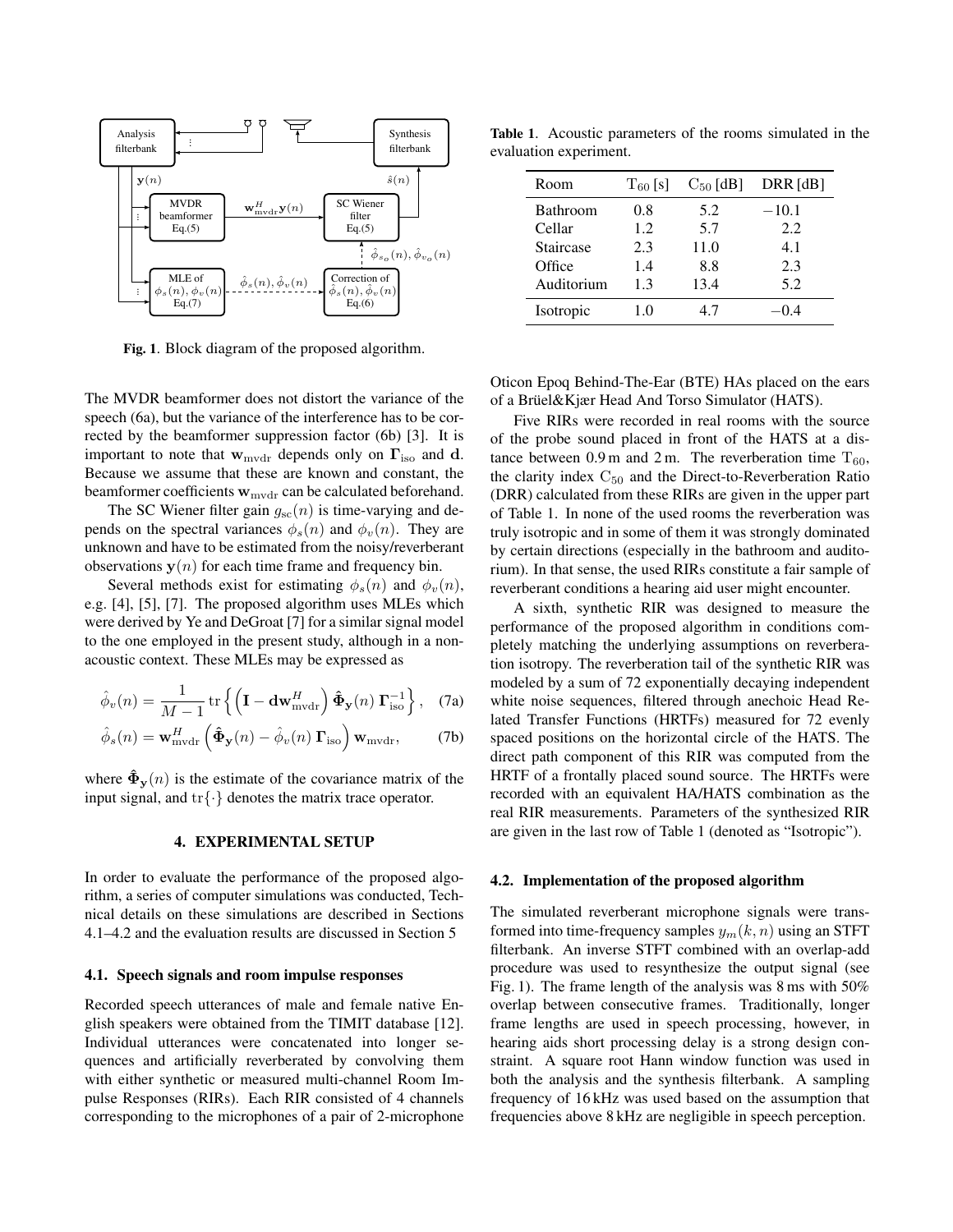Fig. 1. Block diagram of the proposed algorithm.

The MVDR beamformer does not distort the variance of the speech (6a), but the variance of the interference has to be corrected by the beamformer suppression factor (6b) [3]. It is important to note that $\mathbf{w}_{\text{mvdr}}$ depends only on $\mathbf{\Gamma}_{\text{iso}}$ and $\mathbf{d}$. Because we assume that these are known and constant, the beamformer coefficients $\mathbf{w}_{\text{mvdr}}$ can be calculated beforehand.

The SC Wiener filter gain $g_{\text{sc}}(n)$ is time-varying and depends on the spectral variances $\phi_s(n)$ and $\phi_v(n)$. They are unknown and have to be estimated from the noisy/reverberant observations $\mathbf{y}(n)$ for each time frame and frequency bin.

Several methods exist for estimating $\phi_s(n)$ and $\phi_v(n)$, e.g. [4], [5], [7]. The proposed algorithm uses MLEs which were derived by Ye and DeGroat [7] for a similar signal model to the one employed in the present study, although in a non-acoustic context. These MLEs may be expressed as

$$\hat{\phi}_v(n) = \frac{1}{M-1} \operatorname{tr}\left\{ \left( \mathbf{I} - \mathbf{d}\mathbf{w}_{\text{mvdr}}^H \right) \hat{\mathbf{\Phi}}_{\mathbf{y}}(n)\, \mathbf{\Gamma}_{\text{iso}}^{-1} \right\}, \quad \text{(7a)}$$

$$\hat{\phi}_s(n) = \mathbf{w}_{\text{mvdr}}^H \left( \hat{\mathbf{\Phi}}_{\mathbf{y}}(n) - \hat{\phi}_v(n)\, \mathbf{\Gamma}_{\text{iso}} \right) \mathbf{w}_{\text{mvdr}}, \quad \text{(7b)}$$

where $\hat{\mathbf{\Phi}}_{\mathbf{y}}(n)$ is the estimate of the covariance matrix of the input signal, and $\operatorname{tr}\{\cdot\}$ denotes the matrix trace operator.

## 4. EXPERIMENTAL SETUP

In order to evaluate the performance of the proposed algorithm, a series of computer simulations was conducted, Technical details on these simulations are described in Sections 4.1–4.2 and the evaluation results are discussed in Section 5

### 4.1. Speech signals and room impulse responses

Recorded speech utterances of male and female native English speakers were obtained from the TIMIT database [12]. Individual utterances were concatenated into longer sequences and artificially reverberated by convolving them with either synthetic or measured multi-channel Room Impulse Responses (RIRs). Each RIR consisted of 4 channels corresponding to the microphones of a pair of 2-microphone Oticon Epoq Behind-The-Ear (BTE) HAs placed on the ears of a Brüel&Kjær Head And Torso Simulator (HATS).

Table 1. Acoustic parameters of the rooms simulated in the evaluation experiment.

| Room | $\text{T}_{60}$ [s] | $\text{C}_{50}$ [dB] | DRR [dB] |
|---|---|---|---|
| Bathroom | 0.8 | 5.2 | −10.1 |
| Cellar | 1.2 | 5.7 | 2.2 |
| Staircase | 2.3 | 11.0 | 4.1 |
| Office | 1.4 | 8.8 | 2.3 |
| Auditorium | 1.3 | 13.4 | 5.2 |
| Isotropic | 1.0 | 4.7 | −0.4 |

Five RIRs were recorded in real rooms with the source of the probe sound placed in front of the HATS at a distance between 0.9 m and 2 m. The reverberation time $\text{T}_{60}$, the clarity index $\text{C}_{50}$ and the Direct-to-Reverberation Ratio (DRR) calculated from these RIRs are given in the upper part of Table 1. In none of the used rooms the reverberation was truly isotropic and in some of them it was strongly dominated by certain directions (especially in the bathroom and auditorium). In that sense, the used RIRs constitute a fair sample of reverberant conditions a hearing aid user might encounter.

A sixth, synthetic RIR was designed to measure the performance of the proposed algorithm in conditions completely matching the underlying assumptions on reverberation isotropy. The reverberation tail of the synthetic RIR was modeled by a sum of 72 exponentially decaying independent white noise sequences, filtered through anechoic Head Related Transfer Functions (HRTFs) measured for 72 evenly spaced positions on the horizontal circle of the HATS. The direct path component of this RIR was computed from the HRTF of a frontally placed sound source. The HRTFs were recorded with an equivalent HA/HATS combination as the real RIR measurements. Parameters of the synthesized RIR are given in the last row of Table 1 (denoted as "Isotropic").

### 4.2. Implementation of the proposed algorithm

The simulated reverberant microphone signals were transformed into time-frequency samples $y_m(k, n)$ using an STFT filterbank. An inverse STFT combined with an overlap-add procedure was used to resynthesize the output signal (see Fig. 1). The frame length of the analysis was 8 ms with 50% overlap between consecutive frames. Traditionally, longer frame lengths are used in speech processing, however, in hearing aids short processing delay is a strong design constraint. A square root Hann window function was used in both the analysis and the synthesis filterbank. A sampling frequency of 16 kHz was used based on the assumption that frequencies above 8 kHz are negligible in speech perception.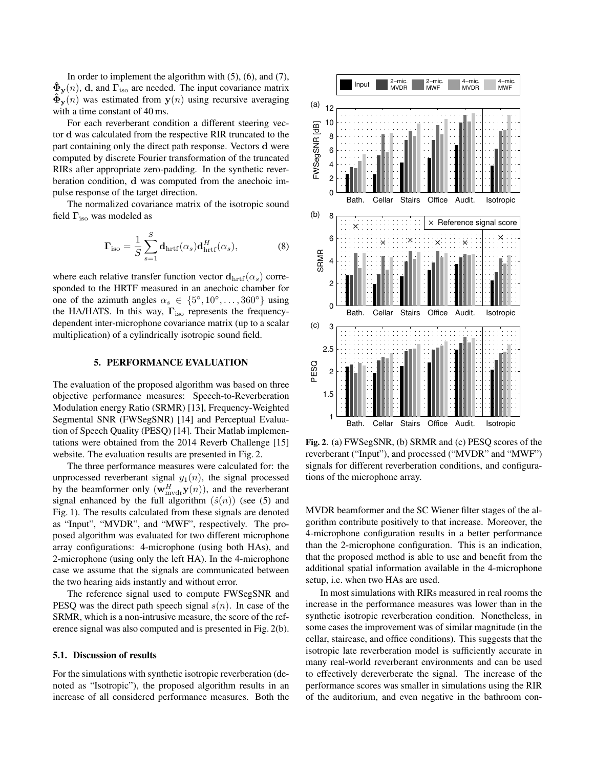In order to implement the algorithm with (5), (6), and (7), $\hat{\mathbf{\Phi}}_{\mathbf{y}}(n)$, $\mathbf{d}$, and $\mathbf{\Gamma}_{\text{iso}}$ are needed. The input covariance matrix $\hat{\mathbf{\Phi}}_{\mathbf{y}}(n)$ was estimated from $\mathbf{y}(n)$ using recursive averaging with a time constant of 40 ms.

For each reverberant condition a different steering vector $\mathbf{d}$ was calculated from the respective RIR truncated to the part containing only the direct path response. Vectors $\mathbf{d}$ were computed by discrete Fourier transformation of the truncated RIRs after appropriate zero-padding. In the synthetic reverberation condition, $\mathbf{d}$ was computed from the anechoic impulse response of the target direction.

The normalized covariance matrix of the isotropic sound field $\mathbf{\Gamma}_{\text{iso}}$ was modeled as

$$\mathbf{\Gamma}_{\text{iso}} = \frac{1}{S}\sum_{s=1}^{S} \mathbf{d}_{\text{hrtf}}(\alpha_s)\mathbf{d}_{\text{hrtf}}^{H}(\alpha_s), \tag{8}$$

where each relative transfer function vector $\mathbf{d}_{\text{hrtf}}(\alpha_s)$ corresponded to the HRTF measured in an anechoic chamber for one of the azimuth angles $\alpha_s \in \{5^\circ, 10^\circ, \ldots, 360^\circ\}$ using the HA/HATS. In this way, $\mathbf{\Gamma}_{\text{iso}}$ represents the frequency-dependent inter-microphone covariance matrix (up to a scalar multiplication) of a cylindrically isotropic sound field.

## 5. PERFORMANCE EVALUATION

The evaluation of the proposed algorithm was based on three objective performance measures: Speech-to-Reverberation Modulation energy Ratio (SRMR) [13], Frequency-Weighted Segmental SNR (FWSegSNR) [14] and Perceptual Evaluation of Speech Quality (PESQ) [14]. Their Matlab implementations were obtained from the 2014 Reverb Challenge [15] website. The evaluation results are presented in Fig. 2.

The three performance measures were calculated for: the unprocessed reverberant signal $y_1(n)$, the signal processed by the beamformer only ($\mathbf{w}_{\text{mvdr}}^{H}\mathbf{y}(n)$), and the reverberant signal enhanced by the full algorithm ($\hat{s}(n)$) (see (5) and Fig. 1). The results calculated from these signals are denoted as "Input", "MVDR", and "MWF", respectively. The proposed algorithm was evaluated for two different microphone array configurations: 4-microphone (using both HAs), and 2-microphone (using only the left HA). In the 4-microphone case we assume that the signals are communicated between the two hearing aids instantly and without error.

The reference signal used to compute FWSegSNR and PESQ was the direct path speech signal $s(n)$. In case of the SRMR, which is a non-intrusive measure, the score of the reference signal was also computed and is presented in Fig. 2(b).

**Fig. 2**. (a) FWSegSNR, (b) SRMR and (c) PESQ scores of the reverberant ("Input"), and processed ("MVDR" and "MWF") signals for different reverberation conditions, and configurations of the microphone array.

### 5.1. Discussion of results

For the simulations with synthetic isotropic reverberation (denoted as "Isotropic"), the proposed algorithm results in an increase of all considered performance measures. Both the MVDR beamformer and the SC Wiener filter stages of the algorithm contribute positively to that increase. Moreover, the 4-microphone configuration results in a better performance than the 2-microphone configuration. This is an indication, that the proposed method is able to use and benefit from the additional spatial information available in the 4-microphone setup, i.e. when two HAs are used.

In most simulations with RIRs measured in real rooms the increase in the performance measures was lower than in the synthetic isotropic reverberation condition. Nonetheless, in some cases the improvement was of similar magnitude (in the cellar, staircase, and office conditions). This suggests that the isotropic late reverberation model is sufficiently accurate in many real-world reverberant environments and can be used to effectively dereverberate the signal. The increase of the performance scores was smaller in simulations using the RIR of the auditorium, and even negative in the bathroom con-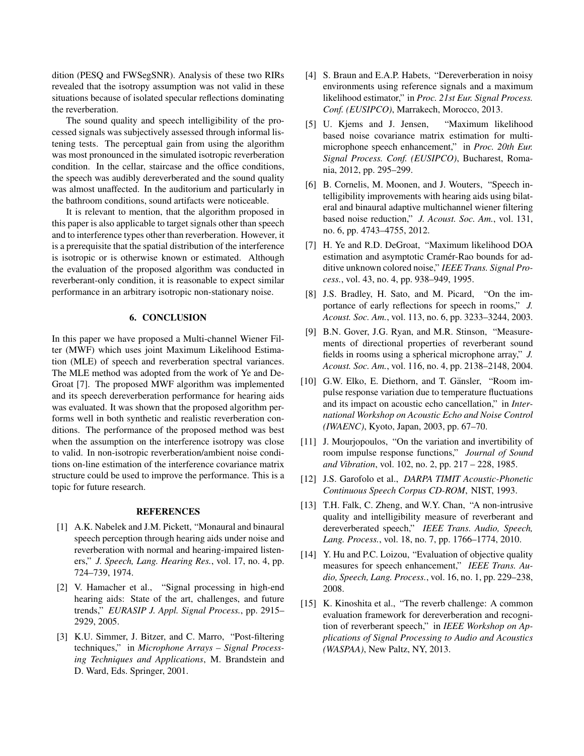dition (PESQ and FWSegSNR). Analysis of these two RIRs revealed that the isotropy assumption was not valid in these situations because of isolated specular reflections dominating the reverberation.

The sound quality and speech intelligibility of the processed signals was subjectively assessed through informal listening tests. The perceptual gain from using the algorithm was most pronounced in the simulated isotropic reverberation condition. In the cellar, staircase and the office conditions, the speech was audibly dereverberated and the sound quality was almost unaffected. In the auditorium and particularly in the bathroom conditions, sound artifacts were noticeable.

It is relevant to mention, that the algorithm proposed in this paper is also applicable to target signals other than speech and to interference types other than reverberation. However, it is a prerequisite that the spatial distribution of the interference is isotropic or is otherwise known or estimated. Although the evaluation of the proposed algorithm was conducted in reverberant-only condition, it is reasonable to expect similar performance in an arbitrary isotropic non-stationary noise.

## 6. CONCLUSION

In this paper we have proposed a Multi-channel Wiener Filter (MWF) which uses joint Maximum Likelihood Estimation (MLE) of speech and reverberation spectral variances. The MLE method was adopted from the work of Ye and DeGroat [7]. The proposed MWF algorithm was implemented and its speech dereverberation performance for hearing aids was evaluated. It was shown that the proposed algorithm performs well in both synthetic and realistic reverberation conditions. The performance of the proposed method was best when the assumption on the interference isotropy was close to valid. In non-isotropic reverberation/ambient noise conditions on-line estimation of the interference covariance matrix structure could be used to improve the performance. This is a topic for future research.

## REFERENCES

[1] A.K. Nabelek and J.M. Pickett, "Monaural and binaural speech perception through hearing aids under noise and reverberation with normal and hearing-impaired listeners," *J. Speech, Lang. Hearing Res.*, vol. 17, no. 4, pp. 724–739, 1974.

[2] V. Hamacher et al., "Signal processing in high-end hearing aids: State of the art, challenges, and future trends," *EURASIP J. Appl. Signal Process.*, pp. 2915–2929, 2005.

[3] K.U. Simmer, J. Bitzer, and C. Marro, "Post-filtering techniques," in *Microphone Arrays – Signal Processing Techniques and Applications*, M. Brandstein and D. Ward, Eds. Springer, 2001.

[4] S. Braun and E.A.P. Habets, "Dereverberation in noisy environments using reference signals and a maximum likelihood estimator," in *Proc. 21st Eur. Signal Process. Conf. (EUSIPCO)*, Marrakech, Morocco, 2013.

[5] U. Kjems and J. Jensen, "Maximum likelihood based noise covariance matrix estimation for multi-microphone speech enhancement," in *Proc. 20th Eur. Signal Process. Conf. (EUSIPCO)*, Bucharest, Romania, 2012, pp. 295–299.

[6] B. Cornelis, M. Moonen, and J. Wouters, "Speech intelligibility improvements with hearing aids using bilateral and binaural adaptive multichannel wiener filtering based noise reduction," *J. Acoust. Soc. Am.*, vol. 131, no. 6, pp. 4743–4755, 2012.

[7] H. Ye and R.D. DeGroat, "Maximum likelihood DOA estimation and asymptotic Cramér-Rao bounds for additive unknown colored noise," *IEEE Trans. Signal Process.*, vol. 43, no. 4, pp. 938–949, 1995.

[8] J.S. Bradley, H. Sato, and M. Picard, "On the importance of early reflections for speech in rooms," *J. Acoust. Soc. Am.*, vol. 113, no. 6, pp. 3233–3244, 2003.

[9] B.N. Gover, J.G. Ryan, and M.R. Stinson, "Measurements of directional properties of reverberant sound fields in rooms using a spherical microphone array," *J. Acoust. Soc. Am.*, vol. 116, no. 4, pp. 2138–2148, 2004.

[10] G.W. Elko, E. Diethorn, and T. Gänsler, "Room impulse response variation due to temperature fluctuations and its impact on acoustic echo cancellation," in *International Workshop on Acoustic Echo and Noise Control (IWAENC)*, Kyoto, Japan, 2003, pp. 67–70.

[11] J. Mourjopoulos, "On the variation and invertibility of room impulse response functions," *Journal of Sound and Vibration*, vol. 102, no. 2, pp. 217 – 228, 1985.

[12] J.S. Garofolo et al., *DARPA TIMIT Acoustic-Phonetic Continuous Speech Corpus CD-ROM*, NIST, 1993.

[13] T.H. Falk, C. Zheng, and W.Y. Chan, "A non-intrusive quality and intelligibility measure of reverberant and dereverberated speech," *IEEE Trans. Audio, Speech, Lang. Process.*, vol. 18, no. 7, pp. 1766–1774, 2010.

[14] Y. Hu and P.C. Loizou, "Evaluation of objective quality measures for speech enhancement," *IEEE Trans. Audio, Speech, Lang. Process.*, vol. 16, no. 1, pp. 229–238, 2008.

[15] K. Kinoshita et al., "The reverb challenge: A common evaluation framework for dereverberation and recognition of reverberant speech," in *IEEE Workshop on Applications of Signal Processing to Audio and Acoustics (WASPAA)*, New Paltz, NY, 2013.